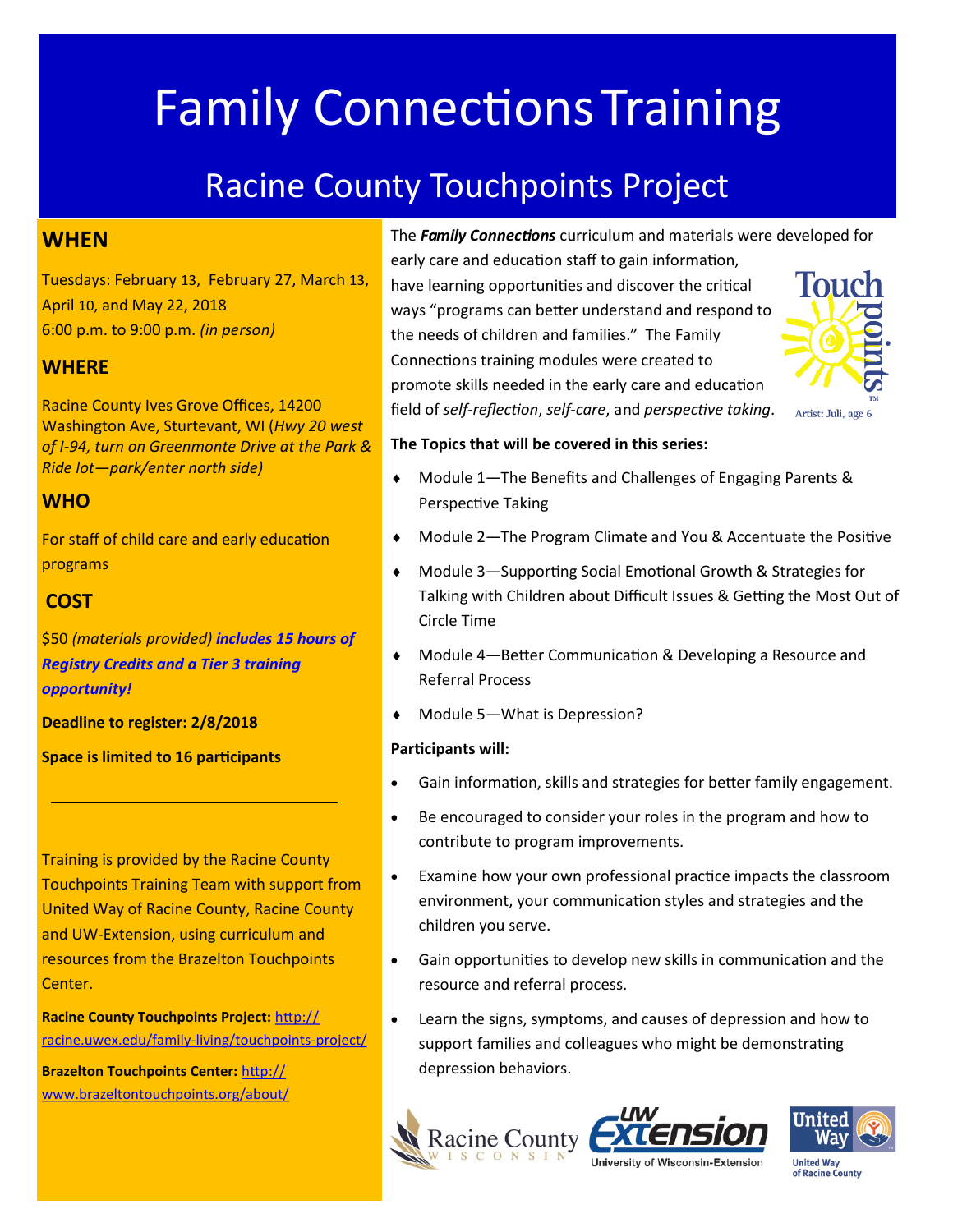# Family Connections Training

## Racine County Touchpoints Project

### WHEN

Tuesdays: February 13, February 27, March 13, April 10, and May 22, 2018
6:00 p.m. to 9:00 p.m. *(in person)*

### WHERE

Racine County Ives Grove Offices, 14200 Washington Ave, Sturtevant, WI (*Hwy 20 west of I-94, turn on Greenmonte Drive at the Park & Ride lot—park/enter north side)*

### WHO

For staff of child care and early education programs

### COST

$50 *(materials provided)* ***includes 15 hours of Registry Credits and a Tier 3 training opportunity!***

**Deadline to register: 2/8/2018**

**Space is limited to 16 participants**

---

Training is provided by the Racine County Touchpoints Training Team with support from United Way of Racine County, Racine County and UW-Extension, using curriculum and resources from the Brazelton Touchpoints Center.

**Racine County Touchpoints Project:** http://racine.uwex.edu/family-living/touchpoints-project/

**Brazelton Touchpoints Center:** http://www.brazeltontouchpoints.org/about/

The ***Family Connections*** curriculum and materials were developed for early care and education staff to gain information, have learning opportunities and discover the critical ways "programs can better understand and respond to the needs of children and families." The Family Connections training modules were created to promote skills needed in the early care and education field of *self-reflection*, *self-care*, and *perspective taking*.

Artist: Juli, age 6

**The Topics that will be covered in this series:**

- Module 1—The Benefits and Challenges of Engaging Parents & Perspective Taking
- Module 2—The Program Climate and You & Accentuate the Positive
- Module 3—Supporting Social Emotional Growth & Strategies for Talking with Children about Difficult Issues & Getting the Most Out of Circle Time
- Module 4—Better Communication & Developing a Resource and Referral Process
- Module 5—What is Depression?

**Participants will:**

- Gain information, skills and strategies for better family engagement.
- Be encouraged to consider your roles in the program and how to contribute to program improvements.
- Examine how your own professional practice impacts the classroom environment, your communication styles and strategies and the children you serve.
- Gain opportunities to develop new skills in communication and the resource and referral process.
- Learn the signs, symptoms, and causes of depression and how to support families and colleagues who might be demonstrating depression behaviors.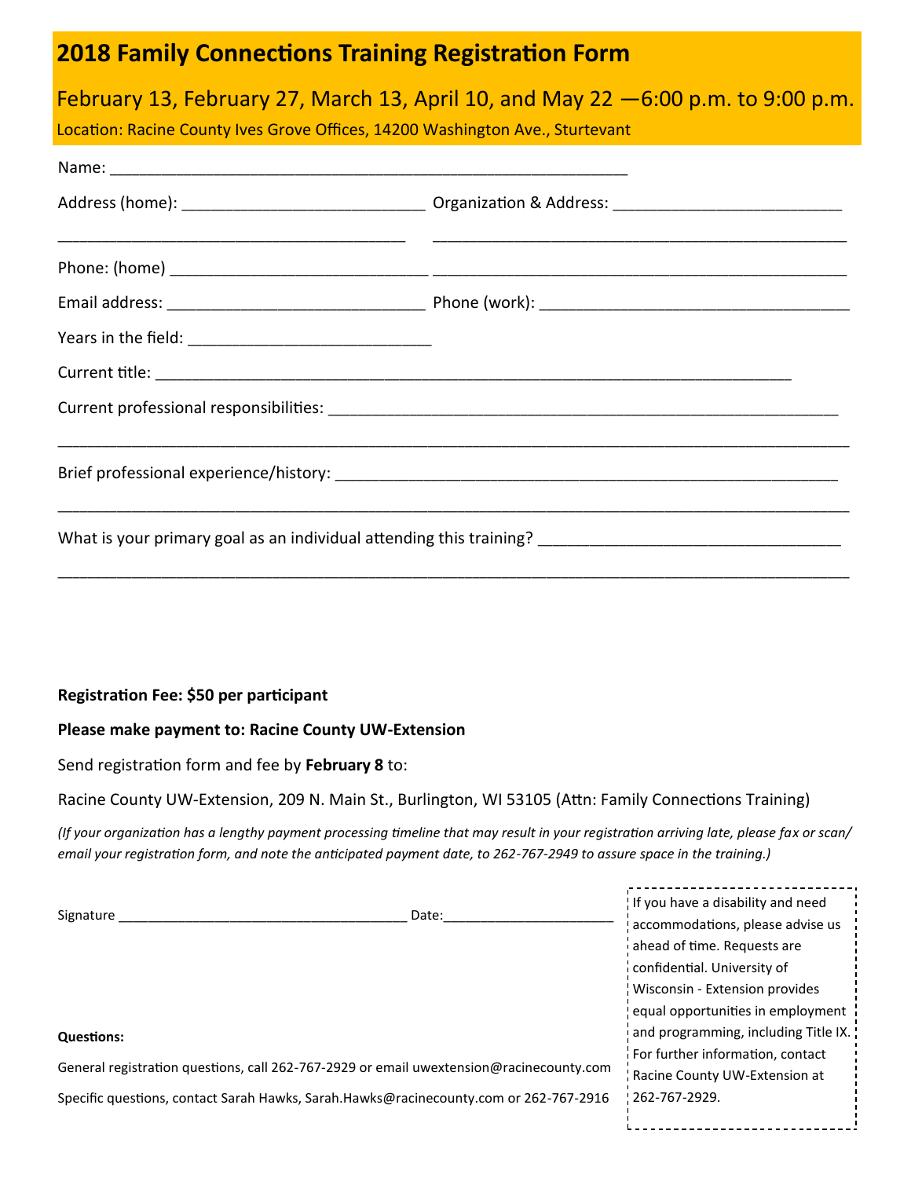# 2018 Family Connections Training Registration Form

February 13, February 27, March 13, April 10, and May 22 —6:00 p.m. to 9:00 p.m.

Location: Racine County Ives Grove Offices, 14200 Washington Ave., Sturtevant

Name: ___________________________________________________________

Address (home): ____________________________ Organization & Address: __________________________

________________________________________ ________________________________________________

Phone: (home) ______________________________ ________________________________________________

Email address: ______________________________ Phone (work): ____________________________________

Years in the field: ____________________________

Current title: ___________________________________________________________________________

Current professional responsibilities: _________________________________________________________

______________________________________________________________________________________________

Brief professional experience/history: ________________________________________________________

______________________________________________________________________________________________

What is your primary goal as an individual attending this training? __________________________________

______________________________________________________________________________________________

**Registration Fee: $50 per participant**

**Please make payment to: Racine County UW-Extension**

Send registration form and fee by **February 8** to:

Racine County UW-Extension, 209 N. Main St., Burlington, WI 53105 (Attn: Family Connections Training)

*(If your organization has a lengthy payment processing timeline that may result in your registration arriving late, please fax or scan/ email your registration form, and note the anticipated payment date, to 262-767-2949 to assure space in the training.)*

Signature ______________________________________ Date:______________________

If you have a disability and need accommodations, please advise us ahead of time. Requests are confidential. University of Wisconsin - Extension provides equal opportunities in employment and programming, including Title IX. For further information, contact Racine County UW-Extension at 262-767-2929.

**Questions:**

General registration questions, call 262-767-2929 or email uwextension@racinecounty.com

Specific questions, contact Sarah Hawks, Sarah.Hawks@racinecounty.com or 262-767-2916